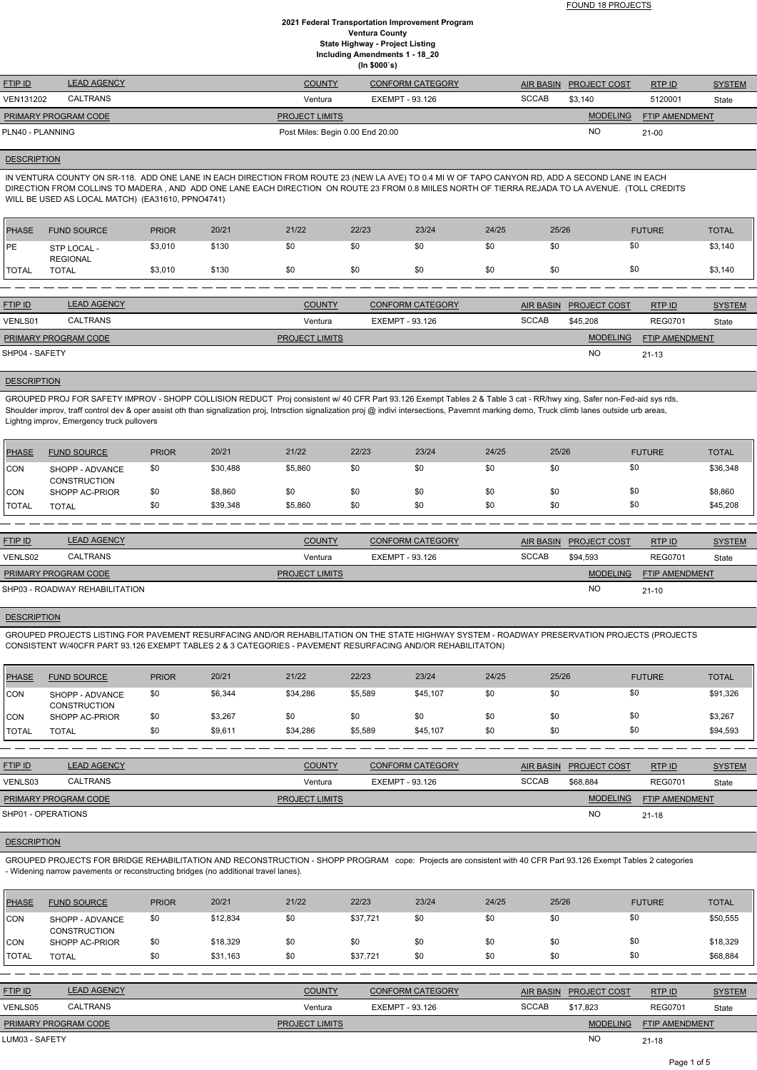FOUND 18 PROJECTS

# 2021 Federal Transportation Improvement Program
## Ventura County
## State Highway - Project Listing
## Including Amendments 1 - 18_20
## (In $000`s)

| FTIP ID | LEAD AGENCY | COUNTY | CONFORM CATEGORY | AIR BASIN | PROJECT COST | RTP ID | SYSTEM |
|---|---|---|---|---|---|---|---|
| VEN131202 | CALTRANS | Ventura | EXEMPT - 93.126 | SCCAB | $3,140 | 5120001 | State |

| PRIMARY PROGRAM CODE | PROJECT LIMITS | MODELING | FTIP AMENDMENT |
|---|---|---|---|
| PLN40 - PLANNING | Post Miles: Begin 0.00 End 20.00 | NO | 21-00 |

**DESCRIPTION**

IN VENTURA COUNTY ON SR-118. ADD ONE LANE IN EACH DIRECTION FROM ROUTE 23 (NEW LA AVE) TO 0.4 MI W OF TAPO CANYON RD, ADD A SECOND LANE IN EACH DIRECTION FROM COLLINS TO MADERA , AND ADD ONE LANE EACH DIRECTION ON ROUTE 23 FROM 0.8 MIILES NORTH OF TIERRA REJADA TO LA AVENUE. (TOLL CREDITS WILL BE USED AS LOCAL MATCH) (EA31610, PPNO4741)

| PHASE | FUND SOURCE | PRIOR | 20/21 | 21/22 | 22/23 | 23/24 | 24/25 | 25/26 | FUTURE | TOTAL |
|---|---|---|---|---|---|---|---|---|---|---|
| PE | STP LOCAL - REGIONAL | $3,010 | $130 | $0 | $0 | $0 | $0 | $0 | $0 | $3,140 |
| TOTAL | TOTAL | $3,010 | $130 | $0 | $0 | $0 | $0 | $0 | $0 | $3,140 |

---

| FTIP ID | LEAD AGENCY | COUNTY | CONFORM CATEGORY | AIR BASIN | PROJECT COST | RTP ID | SYSTEM |
|---|---|---|---|---|---|---|---|
| VENLS01 | CALTRANS | Ventura | EXEMPT - 93.126 | SCCAB | $45,208 | REG0701 | State |

| PRIMARY PROGRAM CODE | PROJECT LIMITS | MODELING | FTIP AMENDMENT |
|---|---|---|---|
| SHP04 - SAFETY | | NO | 21-13 |

**DESCRIPTION**

GROUPED PROJ FOR SAFETY IMPROV - SHOPP COLLISION REDUCT Proj consistent w/ 40 CFR Part 93.126 Exempt Tables 2 & Table 3 cat - RR/hwy xing, Safer non-Fed-aid sys rds, Shoulder improv, traff control dev & oper assist oth than signalization proj, Intrsction signalization proj @ indivi intersections, Pavemnt marking demo, Truck climb lanes outside urb areas, Lightng improv, Emergency truck pullovers

| PHASE | FUND SOURCE | PRIOR | 20/21 | 21/22 | 22/23 | 23/24 | 24/25 | 25/26 | FUTURE | TOTAL |
|---|---|---|---|---|---|---|---|---|---|---|
| CON | SHOPP - ADVANCE CONSTRUCTION | $0 | $30,488 | $5,860 | $0 | $0 | $0 | $0 | $0 | $36,348 |
| CON | SHOPP AC-PRIOR | $0 | $8,860 | $0 | $0 | $0 | $0 | $0 | $0 | $8,860 |
| TOTAL | TOTAL | $0 | $39,348 | $5,860 | $0 | $0 | $0 | $0 | $0 | $45,208 |

---

| FTIP ID | LEAD AGENCY | COUNTY | CONFORM CATEGORY | AIR BASIN | PROJECT COST | RTP ID | SYSTEM |
|---|---|---|---|---|---|---|---|
| VENLS02 | CALTRANS | Ventura | EXEMPT - 93.126 | SCCAB | $94,593 | REG0701 | State |

| PRIMARY PROGRAM CODE | PROJECT LIMITS | MODELING | FTIP AMENDMENT |
|---|---|---|---|
| SHP03 - ROADWAY REHABILITATION | | NO | 21-10 |

**DESCRIPTION**

GROUPED PROJECTS LISTING FOR PAVEMENT RESURFACING AND/OR REHABILITATION ON THE STATE HIGHWAY SYSTEM - ROADWAY PRESERVATION PROJECTS (PROJECTS CONSISTENT W/40CFR PART 93.126 EXEMPT TABLES 2 & 3 CATEGORIES - PAVEMENT RESURFACING AND/OR REHABILITATON)

| PHASE | FUND SOURCE | PRIOR | 20/21 | 21/22 | 22/23 | 23/24 | 24/25 | 25/26 | FUTURE | TOTAL |
|---|---|---|---|---|---|---|---|---|---|---|
| CON | SHOPP - ADVANCE CONSTRUCTION | $0 | $6,344 | $34,286 | $5,589 | $45,107 | $0 | $0 | $0 | $91,326 |
| CON | SHOPP AC-PRIOR | $0 | $3,267 | $0 | $0 | $0 | $0 | $0 | $0 | $3,267 |
| TOTAL | TOTAL | $0 | $9,611 | $34,286 | $5,589 | $45,107 | $0 | $0 | $0 | $94,593 |

---

| FTIP ID | LEAD AGENCY | COUNTY | CONFORM CATEGORY | AIR BASIN | PROJECT COST | RTP ID | SYSTEM |
|---|---|---|---|---|---|---|---|
| VENLS03 | CALTRANS | Ventura | EXEMPT - 93.126 | SCCAB | $68,884 | REG0701 | State |

| PRIMARY PROGRAM CODE | PROJECT LIMITS | MODELING | FTIP AMENDMENT |
|---|---|---|---|
| SHP01 - OPERATIONS | | NO | 21-18 |

**DESCRIPTION**

GROUPED PROJECTS FOR BRIDGE REHABILITATION AND RECONSTRUCTION - SHOPP PROGRAM cope: Projects are consistent with 40 CFR Part 93.126 Exempt Tables 2 categories - Widening narrow pavements or reconstructing bridges (no additional travel lanes).

| PHASE | FUND SOURCE | PRIOR | 20/21 | 21/22 | 22/23 | 23/24 | 24/25 | 25/26 | FUTURE | TOTAL |
|---|---|---|---|---|---|---|---|---|---|---|
| CON | SHOPP - ADVANCE CONSTRUCTION | $0 | $12,834 | $0 | $37,721 | $0 | $0 | $0 | $0 | $50,555 |
| CON | SHOPP AC-PRIOR | $0 | $18,329 | $0 | $0 | $0 | $0 | $0 | $0 | $18,329 |
| TOTAL | TOTAL | $0 | $31,163 | $0 | $37,721 | $0 | $0 | $0 | $0 | $68,884 |

---

| FTIP ID | LEAD AGENCY | COUNTY | CONFORM CATEGORY | AIR BASIN | PROJECT COST | RTP ID | SYSTEM |
|---|---|---|---|---|---|---|---|
| VENLS05 | CALTRANS | Ventura | EXEMPT - 93.126 | SCCAB | $17,823 | REG0701 | State |

| PRIMARY PROGRAM CODE | PROJECT LIMITS | MODELING | FTIP AMENDMENT |
|---|---|---|---|
| LUM03 - SAFETY | | NO | 21-18 |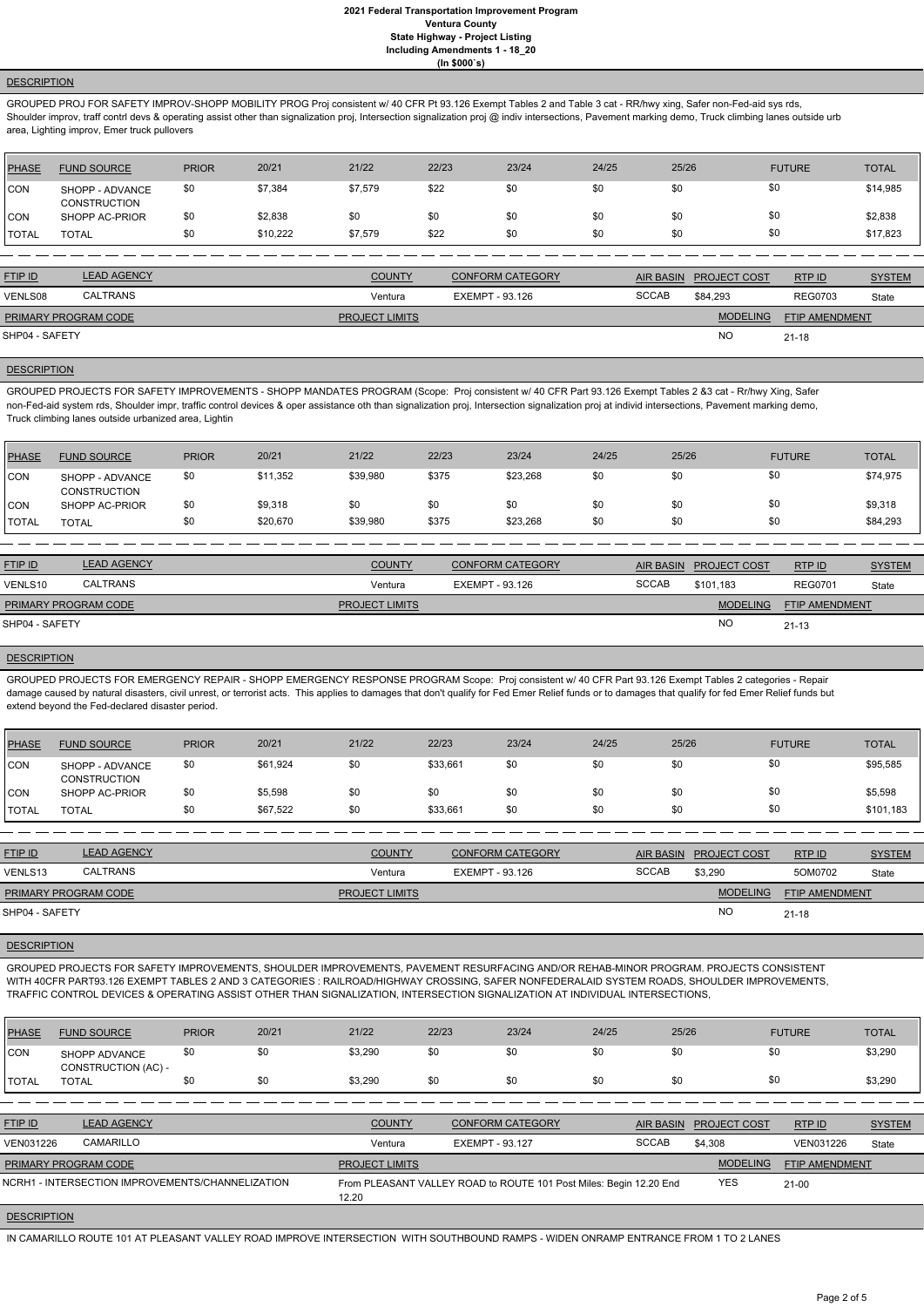## DESCRIPTION

GROUPED PROJ FOR SAFETY IMPROV-SHOPP MOBILITY PROG Proj consistent w/ 40 CFR Pt 93.126 Exempt Tables 2 and Table 3 cat - RR/hwy xing, Safer non-Fed-aid sys rds, Shoulder improv, traff contrl devs & operating assist other than signalization proj, Intersection signalization proj @ indiv intersections, Pavement marking demo, Truck climbing lanes outside urb area, Lighting improv, Emer truck pullovers

| PHASE | FUND SOURCE | PRIOR | 20/21 | 21/22 | 22/23 | 23/24 | 24/25 | 25/26 | FUTURE | TOTAL |
|---|---|---|---|---|---|---|---|---|---|---|
| CON | SHOPP - ADVANCE CONSTRUCTION | $0 | $7,384 | $7,579 | $22 | $0 | $0 | $0 | $0 | $14,985 |
| CON | SHOPP AC-PRIOR | $0 | $2,838 | $0 | $0 | $0 | $0 | $0 | $0 | $2,838 |
| TOTAL | TOTAL | $0 | $10,222 | $7,579 | $22 | $0 | $0 | $0 | $0 | $17,823 |

| FTIP ID | LEAD AGENCY | COUNTY | CONFORM CATEGORY | AIR BASIN | PROJECT COST | RTP ID | SYSTEM |
|---|---|---|---|---|---|---|---|
| VENLS08 | CALTRANS | Ventura | EXEMPT - 93.126 | SCCAB | $84,293 | REG0703 | State |

| PRIMARY PROGRAM CODE | PROJECT LIMITS | MODELING | FTIP AMENDMENT |
|---|---|---|---|
| SHP04 - SAFETY | | NO | 21-18 |

## DESCRIPTION

GROUPED PROJECTS FOR SAFETY IMPROVEMENTS - SHOPP MANDATES PROGRAM (Scope: Proj consistent w/ 40 CFR Part 93.126 Exempt Tables 2 &3 cat - Rr/hwy Xing, Safer non-Fed-aid system rds, Shoulder impr, traffic control devices & oper assistance oth than signalization proj, Intersection signalization proj at individ intersections, Pavement marking demo, Truck climbing lanes outside urbanized area, Lightin

| PHASE | FUND SOURCE | PRIOR | 20/21 | 21/22 | 22/23 | 23/24 | 24/25 | 25/26 | FUTURE | TOTAL |
|---|---|---|---|---|---|---|---|---|---|---|
| CON | SHOPP - ADVANCE CONSTRUCTION | $0 | $11,352 | $39,980 | $375 | $23,268 | $0 | $0 | $0 | $74,975 |
| CON | SHOPP AC-PRIOR | $0 | $9,318 | $0 | $0 | $0 | $0 | $0 | $0 | $9,318 |
| TOTAL | TOTAL | $0 | $20,670 | $39,980 | $375 | $23,268 | $0 | $0 | $0 | $84,293 |

| FTIP ID | LEAD AGENCY | COUNTY | CONFORM CATEGORY | AIR BASIN | PROJECT COST | RTP ID | SYSTEM |
|---|---|---|---|---|---|---|---|
| VENLS10 | CALTRANS | Ventura | EXEMPT - 93.126 | SCCAB | $101,183 | REG0701 | State |

| PRIMARY PROGRAM CODE | PROJECT LIMITS | MODELING | FTIP AMENDMENT |
|---|---|---|---|
| SHP04 - SAFETY | | NO | 21-13 |

## DESCRIPTION

GROUPED PROJECTS FOR EMERGENCY REPAIR - SHOPP EMERGENCY RESPONSE PROGRAM Scope: Proj consistent w/ 40 CFR Part 93.126 Exempt Tables 2 categories - Repair damage caused by natural disasters, civil unrest, or terrorist acts. This applies to damages that don't qualify for Fed Emer Relief funds or to damages that qualify for fed Emer Relief funds but extend beyond the Fed-declared disaster period.

| PHASE | FUND SOURCE | PRIOR | 20/21 | 21/22 | 22/23 | 23/24 | 24/25 | 25/26 | FUTURE | TOTAL |
|---|---|---|---|---|---|---|---|---|---|---|
| CON | SHOPP - ADVANCE CONSTRUCTION | $0 | $61,924 | $0 | $33,661 | $0 | $0 | $0 | $0 | $95,585 |
| CON | SHOPP AC-PRIOR | $0 | $5,598 | $0 | $0 | $0 | $0 | $0 | $0 | $5,598 |
| TOTAL | TOTAL | $0 | $67,522 | $0 | $33,661 | $0 | $0 | $0 | $0 | $101,183 |

| FTIP ID | LEAD AGENCY | COUNTY | CONFORM CATEGORY | AIR BASIN | PROJECT COST | RTP ID | SYSTEM |
|---|---|---|---|---|---|---|---|
| VENLS13 | CALTRANS | Ventura | EXEMPT - 93.126 | SCCAB | $3,290 | 5OM0702 | State |

| PRIMARY PROGRAM CODE | PROJECT LIMITS | MODELING | FTIP AMENDMENT |
|---|---|---|---|
| SHP04 - SAFETY | | NO | 21-18 |

## DESCRIPTION

GROUPED PROJECTS FOR SAFETY IMPROVEMENTS, SHOULDER IMPROVEMENTS, PAVEMENT RESURFACING AND/OR REHAB-MINOR PROGRAM. PROJECTS CONSISTENT WITH 40CFR PART93.126 EXEMPT TABLES 2 AND 3 CATEGORIES : RAILROAD/HIGHWAY CROSSING, SAFER NONFEDERALAID SYSTEM ROADS, SHOULDER IMPROVEMENTS, TRAFFIC CONTROL DEVICES & OPERATING ASSIST OTHER THAN SIGNALIZATION, INTERSECTION SIGNALIZATION AT INDIVIDUAL INTERSECTIONS,

| PHASE | FUND SOURCE | PRIOR | 20/21 | 21/22 | 22/23 | 23/24 | 24/25 | 25/26 | FUTURE | TOTAL |
|---|---|---|---|---|---|---|---|---|---|---|
| CON | SHOPP ADVANCE CONSTRUCTION (AC) - | $0 | $0 | $3,290 | $0 | $0 | $0 | $0 | $0 | $3,290 |
| TOTAL | TOTAL | $0 | $0 | $3,290 | $0 | $0 | $0 | $0 | $0 | $3,290 |

| FTIP ID | LEAD AGENCY | COUNTY | CONFORM CATEGORY | AIR BASIN | PROJECT COST | RTP ID | SYSTEM |
|---|---|---|---|---|---|---|---|
| VEN031226 | CAMARILLO | Ventura | EXEMPT - 93.127 | SCCAB | $4,308 | VEN031226 | State |

| PRIMARY PROGRAM CODE | PROJECT LIMITS | MODELING | FTIP AMENDMENT |
|---|---|---|---|
| NCRH1 - INTERSECTION IMPROVEMENTS/CHANNELIZATION | From PLEASANT VALLEY ROAD to ROUTE 101 Post Miles: Begin 12.20 End 12.20 | YES | 21-00 |

## DESCRIPTION

IN CAMARILLO ROUTE 101 AT PLEASANT VALLEY ROAD IMPROVE INTERSECTION WITH SOUTHBOUND RAMPS - WIDEN ONRAMP ENTRANCE FROM 1 TO 2 LANES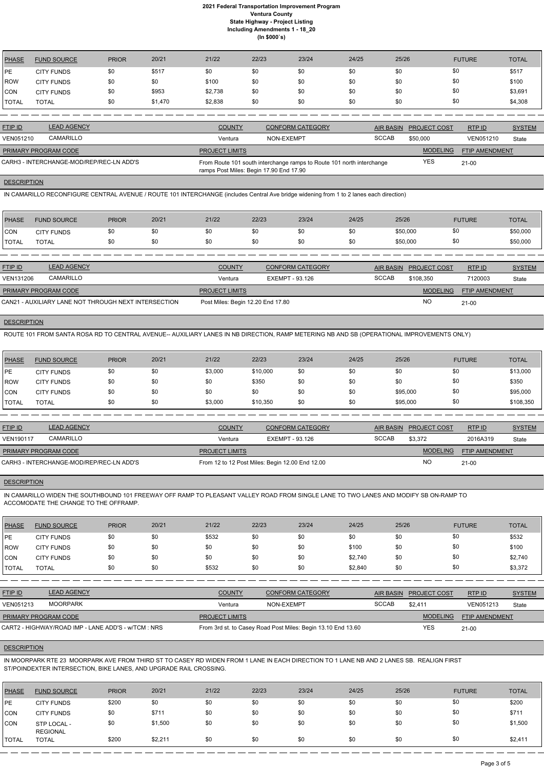# 2021 Federal Transportation Improvement Program
## Ventura County
### State Highway - Project Listing
### Including Amendments 1 - 18_20
### (In $000`s)

| PHASE | FUND SOURCE | PRIOR | 20/21 | 21/22 | 22/23 | 23/24 | 24/25 | 25/26 | FUTURE | TOTAL |
|---|---|---|---|---|---|---|---|---|---|---|
| PE | CITY FUNDS | $0 | $517 | $0 | $0 | $0 | $0 | $0 | $0 | $517 |
| ROW | CITY FUNDS | $0 | $0 | $100 | $0 | $0 | $0 | $0 | $0 | $100 |
| CON | CITY FUNDS | $0 | $953 | $2,738 | $0 | $0 | $0 | $0 | $0 | $3,691 |
| TOTAL | TOTAL | $0 | $1,470 | $2,838 | $0 | $0 | $0 | $0 | $0 | $4,308 |

| FTIP ID | LEAD AGENCY | COUNTY | CONFORM CATEGORY | AIR BASIN | PROJECT COST | RTP ID | SYSTEM |
|---|---|---|---|---|---|---|---|
| VEN051210 | CAMARILLO | Ventura | NON-EXEMPT | SCCAB | $50,000 | VEN051210 | State |

| PRIMARY PROGRAM CODE | PROJECT LIMITS | MODELING | FTIP AMENDMENT |
|---|---|---|---|
| CARH3 - INTERCHANGE-MOD/REP/REC-LN ADD'S | From Route 101 south interchange ramps to Route 101 north interchange ramps Post Miles: Begin 17.90 End 17.90 | YES | 21-00 |

**DESCRIPTION**

IN CAMARILLO RECONFIGURE CENTRAL AVENUE / ROUTE 101 INTERCHANGE (includes Central Ave bridge widening from 1 to 2 lanes each direction)

| PHASE | FUND SOURCE | PRIOR | 20/21 | 21/22 | 22/23 | 23/24 | 24/25 | 25/26 | FUTURE | TOTAL |
|---|---|---|---|---|---|---|---|---|---|---|
| CON | CITY FUNDS | $0 | $0 | $0 | $0 | $0 | $0 | $50,000 | $0 | $50,000 |
| TOTAL | TOTAL | $0 | $0 | $0 | $0 | $0 | $0 | $50,000 | $0 | $50,000 |

| FTIP ID | LEAD AGENCY | COUNTY | CONFORM CATEGORY | AIR BASIN | PROJECT COST | RTP ID | SYSTEM |
|---|---|---|---|---|---|---|---|
| VEN131206 | CAMARILLO | Ventura | EXEMPT - 93.126 | SCCAB | $108,350 | 7120003 | State |

| PRIMARY PROGRAM CODE | PROJECT LIMITS | MODELING | FTIP AMENDMENT |
|---|---|---|---|
| CAN21 - AUXILIARY LANE NOT THROUGH NEXT INTERSECTION | Post Miles: Begin 12.20 End 17.80 | NO | 21-00 |

**DESCRIPTION**

ROUTE 101 FROM SANTA ROSA RD TO CENTRAL AVENUE-- AUXILIARY LANES IN NB DIRECTION, RAMP METERING NB AND SB (OPERATIONAL IMPROVEMENTS ONLY)

| PHASE | FUND SOURCE | PRIOR | 20/21 | 21/22 | 22/23 | 23/24 | 24/25 | 25/26 | FUTURE | TOTAL |
|---|---|---|---|---|---|---|---|---|---|---|
| PE | CITY FUNDS | $0 | $0 | $3,000 | $10,000 | $0 | $0 | $0 | $0 | $13,000 |
| ROW | CITY FUNDS | $0 | $0 | $0 | $350 | $0 | $0 | $0 | $0 | $350 |
| CON | CITY FUNDS | $0 | $0 | $0 | $0 | $0 | $0 | $95,000 | $0 | $95,000 |
| TOTAL | TOTAL | $0 | $0 | $3,000 | $10,350 | $0 | $0 | $95,000 | $0 | $108,350 |

| FTIP ID | LEAD AGENCY | COUNTY | CONFORM CATEGORY | AIR BASIN | PROJECT COST | RTP ID | SYSTEM |
|---|---|---|---|---|---|---|---|
| VEN190117 | CAMARILLO | Ventura | EXEMPT - 93.126 | SCCAB | $3,372 | 2016A319 | State |

| PRIMARY PROGRAM CODE | PROJECT LIMITS | MODELING | FTIP AMENDMENT |
|---|---|---|---|
| CARH3 - INTERCHANGE-MOD/REP/REC-LN ADD'S | From 12 to 12 Post Miles: Begin 12.00 End 12.00 | NO | 21-00 |

**DESCRIPTION**

IN CAMARILLO WIDEN THE SOUTHBOUND 101 FREEWAY OFF RAMP TO PLEASANT VALLEY ROAD FROM SINGLE LANE TO TWO LANES AND MODIFY SB ON-RAMP TO ACCOMODATE THE CHANGE TO THE OFFRAMP.

| PHASE | FUND SOURCE | PRIOR | 20/21 | 21/22 | 22/23 | 23/24 | 24/25 | 25/26 | FUTURE | TOTAL |
|---|---|---|---|---|---|---|---|---|---|---|
| PE | CITY FUNDS | $0 | $0 | $532 | $0 | $0 | $0 | $0 | $0 | $532 |
| ROW | CITY FUNDS | $0 | $0 | $0 | $0 | $0 | $100 | $0 | $0 | $100 |
| CON | CITY FUNDS | $0 | $0 | $0 | $0 | $0 | $2,740 | $0 | $0 | $2,740 |
| TOTAL | TOTAL | $0 | $0 | $532 | $0 | $0 | $2,840 | $0 | $0 | $3,372 |

| FTIP ID | LEAD AGENCY | COUNTY | CONFORM CATEGORY | AIR BASIN | PROJECT COST | RTP ID | SYSTEM |
|---|---|---|---|---|---|---|---|
| VEN051213 | MOORPARK | Ventura | NON-EXEMPT | SCCAB | $2,411 | VEN051213 | State |

| PRIMARY PROGRAM CODE | PROJECT LIMITS | MODELING | FTIP AMENDMENT |
|---|---|---|---|
| CART2 - HIGHWAY/ROAD IMP - LANE ADD'S - w/TCM : NRS | From 3rd st. to Casey Road Post Miles: Begin 13.10 End 13.60 | YES | 21-00 |

**DESCRIPTION**

IN MOORPARK RTE 23 MOORPARK AVE FROM THIRD ST TO CASEY RD WIDEN FROM 1 LANE IN EACH DIRECTION TO 1 LANE NB AND 2 LANES SB. REALIGN FIRST ST/POINDEXTER INTERSECTION, BIKE LANES, AND UPGRADE RAIL CROSSING.

| PHASE | FUND SOURCE | PRIOR | 20/21 | 21/22 | 22/23 | 23/24 | 24/25 | 25/26 | FUTURE | TOTAL |
|---|---|---|---|---|---|---|---|---|---|---|
| PE | CITY FUNDS | $200 | $0 | $0 | $0 | $0 | $0 | $0 | $0 | $200 |
| CON | CITY FUNDS | $0 | $711 | $0 | $0 | $0 | $0 | $0 | $0 | $711 |
| CON | STP LOCAL - REGIONAL | $0 | $1,500 | $0 | $0 | $0 | $0 | $0 | $0 | $1,500 |
| TOTAL | TOTAL | $200 | $2,211 | $0 | $0 | $0 | $0 | $0 | $0 | $2,411 |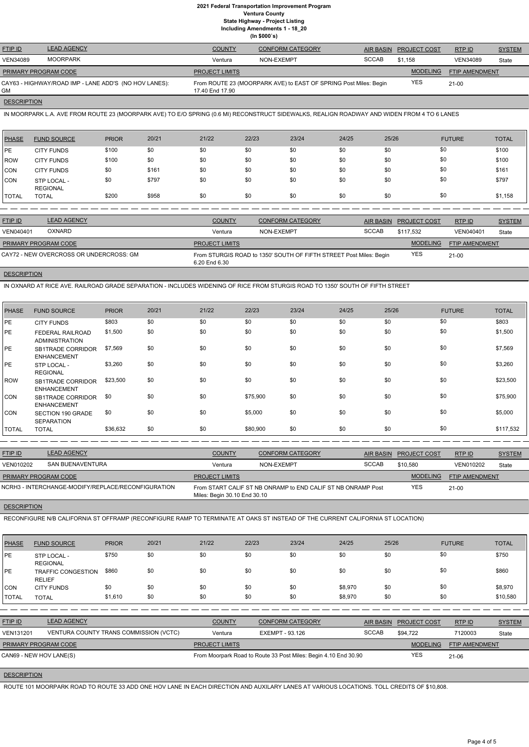# 2021 Federal Transportation Improvement Program
## Ventura County
### State Highway - Project Listing
### Including Amendments 1 - 18_20
### (In $000`s)

| FTIP ID | LEAD AGENCY | COUNTY | CONFORM CATEGORY | AIR BASIN | PROJECT COST | RTP ID | SYSTEM |
|---|---|---|---|---|---|---|---|
| VEN34089 | MOORPARK | Ventura | NON-EXEMPT | SCCAB | $1,158 | VEN34089 | State |

| PRIMARY PROGRAM CODE | PROJECT LIMITS | MODELING | FTIP AMENDMENT |
|---|---|---|---|
| CAY63 - HIGHWAY/ROAD IMP - LANE ADD'S (NO HOV LANES): GM | From ROUTE 23 (MOORPARK AVE) to EAST OF SPRING Post Miles: Begin 17.40 End 17.90 | YES | 21-00 |

**DESCRIPTION**

IN MOORPARK L.A. AVE FROM ROUTE 23 (MOORPARK AVE) TO E/O SPRING (0.6 MI) RECONSTRUCT SIDEWALKS, REALIGN ROADWAY AND WIDEN FROM 4 TO 6 LANES

| PHASE | FUND SOURCE | PRIOR | 20/21 | 21/22 | 22/23 | 23/24 | 24/25 | 25/26 | FUTURE | TOTAL |
|---|---|---|---|---|---|---|---|---|---|---|
| PE | CITY FUNDS | $100 | $0 | $0 | $0 | $0 | $0 | $0 | $0 | $100 |
| ROW | CITY FUNDS | $100 | $0 | $0 | $0 | $0 | $0 | $0 | $0 | $100 |
| CON | CITY FUNDS | $0 | $161 | $0 | $0 | $0 | $0 | $0 | $0 | $161 |
| CON | STP LOCAL - REGIONAL | $0 | $797 | $0 | $0 | $0 | $0 | $0 | $0 | $797 |
| TOTAL | TOTAL | $200 | $958 | $0 | $0 | $0 | $0 | $0 | $0 | $1,158 |

| FTIP ID | LEAD AGENCY | COUNTY | CONFORM CATEGORY | AIR BASIN | PROJECT COST | RTP ID | SYSTEM |
|---|---|---|---|---|---|---|---|
| VEN040401 | OXNARD | Ventura | NON-EXEMPT | SCCAB | $117,532 | VEN040401 | State |

| PRIMARY PROGRAM CODE | PROJECT LIMITS | MODELING | FTIP AMENDMENT |
|---|---|---|---|
| CAY72 - NEW OVERCROSS OR UNDERCROSS: GM | From STURGIS ROAD to 1350' SOUTH OF FIFTH STREET Post Miles: Begin 6.20 End 6.30 | YES | 21-00 |

**DESCRIPTION**

IN OXNARD AT RICE AVE. RAILROAD GRADE SEPARATION - INCLUDES WIDENING OF RICE FROM STURGIS ROAD TO 1350' SOUTH OF FIFTH STREET

| PHASE | FUND SOURCE | PRIOR | 20/21 | 21/22 | 22/23 | 23/24 | 24/25 | 25/26 | FUTURE | TOTAL |
|---|---|---|---|---|---|---|---|---|---|---|
| PE | CITY FUNDS | $803 | $0 | $0 | $0 | $0 | $0 | $0 | $0 | $803 |
| PE | FEDERAL RAILROAD ADMINISTRATION | $1,500 | $0 | $0 | $0 | $0 | $0 | $0 | $0 | $1,500 |
| PE | SB1TRADE CORRIDOR ENHANCEMENT | $7,569 | $0 | $0 | $0 | $0 | $0 | $0 | $0 | $7,569 |
| PE | STP LOCAL - REGIONAL | $3,260 | $0 | $0 | $0 | $0 | $0 | $0 | $0 | $3,260 |
| ROW | SB1TRADE CORRIDOR ENHANCEMENT | $23,500 | $0 | $0 | $0 | $0 | $0 | $0 | $0 | $23,500 |
| CON | SB1TRADE CORRIDOR ENHANCEMENT | $0 | $0 | $0 | $75,900 | $0 | $0 | $0 | $0 | $75,900 |
| CON | SECTION 190 GRADE SEPARATION | $0 | $0 | $0 | $5,000 | $0 | $0 | $0 | $0 | $5,000 |
| TOTAL | TOTAL | $36,632 | $0 | $0 | $80,900 | $0 | $0 | $0 | $0 | $117,532 |

| FTIP ID | LEAD AGENCY | COUNTY | CONFORM CATEGORY | AIR BASIN | PROJECT COST | RTP ID | SYSTEM |
|---|---|---|---|---|---|---|---|
| VEN010202 | SAN BUENAVENTURA | Ventura | NON-EXEMPT | SCCAB | $10,580 | VEN010202 | State |

| PRIMARY PROGRAM CODE | PROJECT LIMITS | MODELING | FTIP AMENDMENT |
|---|---|---|---|
| NCRH3 - INTERCHANGE-MODIFY/REPLACE/RECONFIGURATION | From START CALIF ST NB ONRAMP to END CALIF ST NB ONRAMP Post Miles: Begin 30.10 End 30.10 | YES | 21-00 |

**DESCRIPTION**

RECONFIGURE N/B CALIFORNIA ST OFFRAMP (RECONFIGURE RAMP TO TERMINATE AT OAKS ST INSTEAD OF THE CURRENT CALIFORNIA ST LOCATION)

| PHASE | FUND SOURCE | PRIOR | 20/21 | 21/22 | 22/23 | 23/24 | 24/25 | 25/26 | FUTURE | TOTAL |
|---|---|---|---|---|---|---|---|---|---|---|
| PE | STP LOCAL - REGIONAL | $750 | $0 | $0 | $0 | $0 | $0 | $0 | $0 | $750 |
| PE | TRAFFIC CONGESTION RELIEF | $860 | $0 | $0 | $0 | $0 | $0 | $0 | $0 | $860 |
| CON | CITY FUNDS | $0 | $0 | $0 | $0 | $0 | $8,970 | $0 | $0 | $8,970 |
| TOTAL | TOTAL | $1,610 | $0 | $0 | $0 | $0 | $8,970 | $0 | $0 | $10,580 |

| FTIP ID | LEAD AGENCY | COUNTY | CONFORM CATEGORY | AIR BASIN | PROJECT COST | RTP ID | SYSTEM |
|---|---|---|---|---|---|---|---|
| VEN131201 | VENTURA COUNTY TRANS COMMISSION (VCTC) | Ventura | EXEMPT - 93.126 | SCCAB | $94,722 | 7120003 | State |

| PRIMARY PROGRAM CODE | PROJECT LIMITS | MODELING | FTIP AMENDMENT |
|---|---|---|---|
| CAN69 - NEW HOV LANE(S) | From Moorpark Road to Route 33 Post Miles: Begin 4.10 End 30.90 | YES | 21-06 |

**DESCRIPTION**

ROUTE 101 MOORPARK ROAD TO ROUTE 33 ADD ONE HOV LANE IN EACH DIRECTION AND AUXILARY LANES AT VARIOUS LOCATIONS. TOLL CREDITS OF $10,808.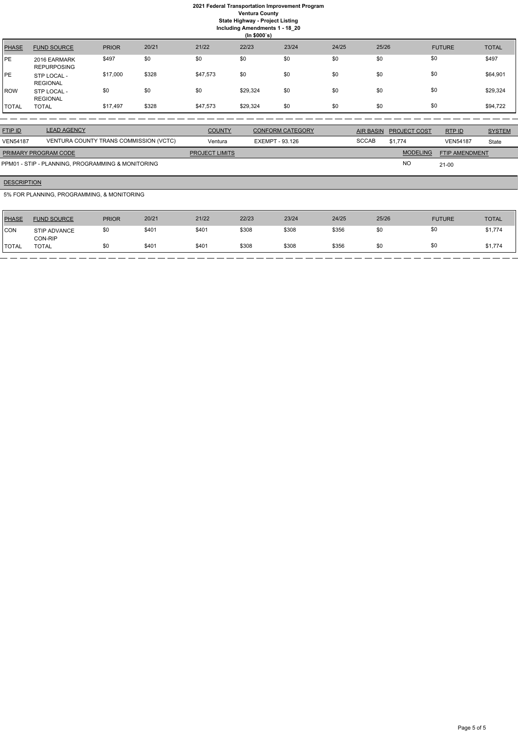# 2021 Federal Transportation Improvement Program

**Ventura County**

**State Highway - Project Listing**

**Including Amendments 1 - 18_20**

**(In $000`s)**

| PHASE | FUND SOURCE | PRIOR | 20/21 | 21/22 | 22/23 | 23/24 | 24/25 | 25/26 | FUTURE | TOTAL |
|---|---|---|---|---|---|---|---|---|---|---|
| PE | 2016 EARMARK REPURPOSING | $497 | $0 | $0 | $0 | $0 | $0 | $0 | $0 | $497 |
| PE | STP LOCAL - REGIONAL | $17,000 | $328 | $47,573 | $0 | $0 | $0 | $0 | $0 | $64,901 |
| ROW | STP LOCAL - REGIONAL | $0 | $0 | $0 | $29,324 | $0 | $0 | $0 | $0 | $29,324 |
| TOTAL | TOTAL | $17,497 | $328 | $47,573 | $29,324 | $0 | $0 | $0 | $0 | $94,722 |

| FTIP ID | LEAD AGENCY | COUNTY | CONFORM CATEGORY | AIR BASIN | PROJECT COST | RTP ID | SYSTEM |
|---|---|---|---|---|---|---|---|
| VEN54187 | VENTURA COUNTY TRANS COMMISSION (VCTC) | Ventura | EXEMPT - 93.126 | SCCAB | $1,774 | VEN54187 | State |

| PRIMARY PROGRAM CODE | PROJECT LIMITS | MODELING | FTIP AMENDMENT |
|---|---|---|---|
| PPM01 - STIP - PLANNING, PROGRAMMING & MONITORING | | NO | 21-00 |

**DESCRIPTION**

5% FOR PLANNING, PROGRAMMING, & MONITORING

| PHASE | FUND SOURCE | PRIOR | 20/21 | 21/22 | 22/23 | 23/24 | 24/25 | 25/26 | FUTURE | TOTAL |
|---|---|---|---|---|---|---|---|---|---|---|
| CON | STIP ADVANCE CON-RIP | $0 | $401 | $401 | $308 | $308 | $356 | $0 | $0 | $1,774 |
| TOTAL | TOTAL | $0 | $401 | $401 | $308 | $308 | $356 | $0 | $0 | $1,774 |